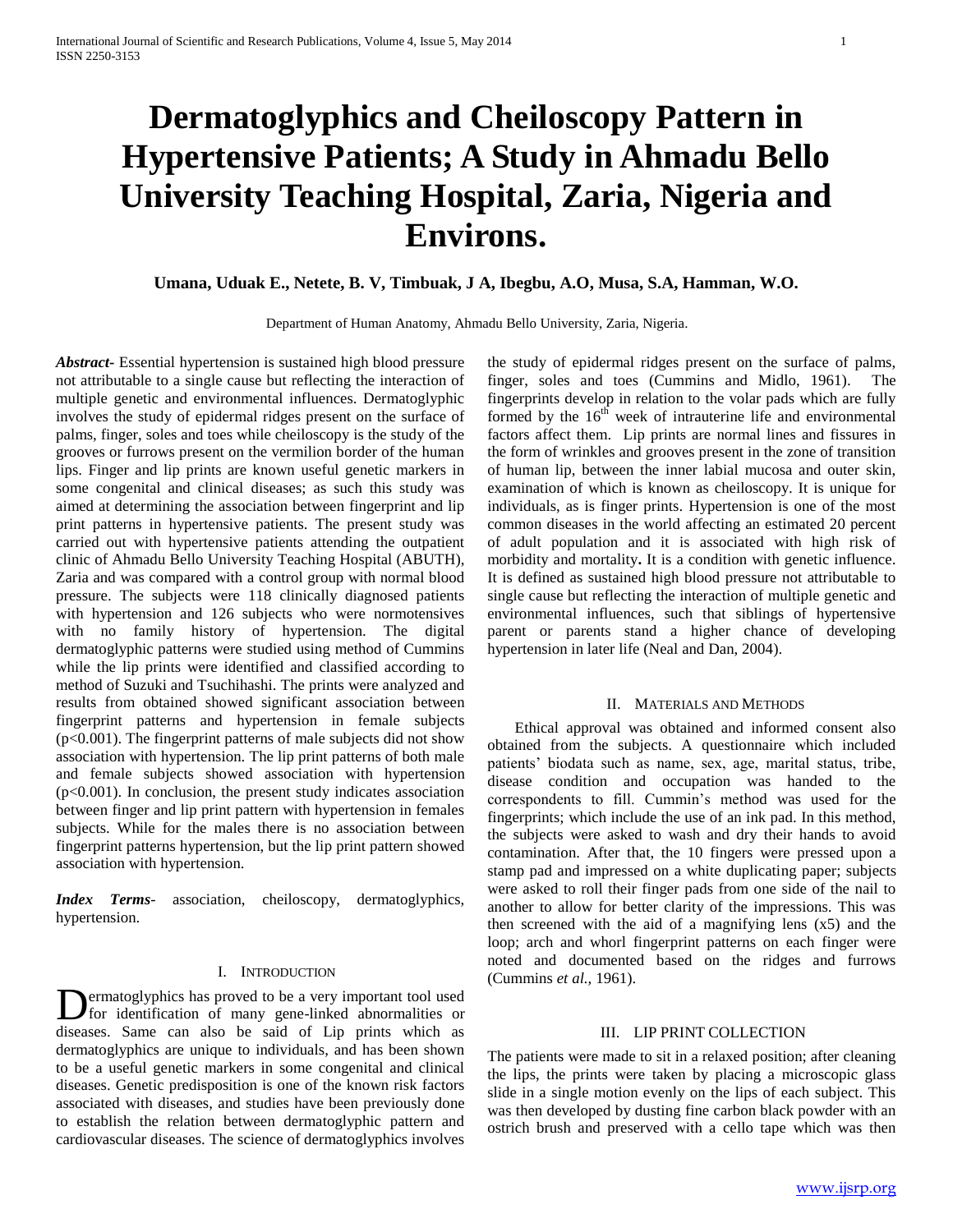# Dermatoglyphics and Cheiloscopy Pattern in Hypertensive Patients; A Study in Ahmadu Bello University Teaching Hospital, Zaria, Nigeria and Environs.

**Umana, Uduak E., Netete, B. V, Timbuak, J A, Ibegbu, A.O, Musa, S.A, Hamman, W.O.**

Department of Human Anatomy, Ahmadu Bello University, Zaria, Nigeria.

***Abstract*****-** Essential hypertension is sustained high blood pressure not attributable to a single cause but reflecting the interaction of multiple genetic and environmental influences. Dermatoglyphic involves the study of epidermal ridges present on the surface of palms, finger, soles and toes while cheiloscopy is the study of the grooves or furrows present on the vermilion border of the human lips. Finger and lip prints are known useful genetic markers in some congenital and clinical diseases; as such this study was aimed at determining the association between fingerprint and lip print patterns in hypertensive patients. The present study was carried out with hypertensive patients attending the outpatient clinic of Ahmadu Bello University Teaching Hospital (ABUTH), Zaria and was compared with a control group with normal blood pressure. The subjects were 118 clinically diagnosed patients with hypertension and 126 subjects who were normotensives with no family history of hypertension. The digital dermatoglyphic patterns were studied using method of Cummins while the lip prints were identified and classified according to method of Suzuki and Tsuchihashi. The prints were analyzed and results from obtained showed significant association between fingerprint patterns and hypertension in female subjects ($p<0.001$). The fingerprint patterns of male subjects did not show association with hypertension. The lip print patterns of both male and female subjects showed association with hypertension ($p<0.001$). In conclusion, the present study indicates association between finger and lip print pattern with hypertension in females subjects. While for the males there is no association between fingerprint patterns hypertension, but the lip print pattern showed association with hypertension.

***Index Terms*****-** association, cheiloscopy, dermatoglyphics, hypertension.

## I. Introduction

Dermatoglyphics has proved to be a very important tool used for identification of many gene-linked abnormalities or diseases. Same can also be said of Lip prints which as dermatoglyphics are unique to individuals, and has been shown to be a useful genetic markers in some congenital and clinical diseases. Genetic predisposition is one of the known risk factors associated with diseases, and studies have been previously done to establish the relation between dermatoglyphic pattern and cardiovascular diseases. The science of dermatoglyphics involves the study of epidermal ridges present on the surface of palms, finger, soles and toes (Cummins and Midlo, 1961). The fingerprints develop in relation to the volar pads which are fully formed by the 16$^{th}$ week of intrauterine life and environmental factors affect them. Lip prints are normal lines and fissures in the form of wrinkles and grooves present in the zone of transition of human lip, between the inner labial mucosa and outer skin, examination of which is known as cheiloscopy. It is unique for individuals, as is finger prints. Hypertension is one of the most common diseases in the world affecting an estimated 20 percent of adult population and it is associated with high risk of morbidity and mortality**.** It is a condition with genetic influence. It is defined as sustained high blood pressure not attributable to single cause but reflecting the interaction of multiple genetic and environmental influences, such that siblings of hypertensive parent or parents stand a higher chance of developing hypertension in later life (Neal and Dan, 2004).

## II. Materials and Methods

Ethical approval was obtained and informed consent also obtained from the subjects. A questionnaire which included patients' biodata such as name, sex, age, marital status, tribe, disease condition and occupation was handed to the correspondents to fill. Cummin's method was used for the fingerprints; which include the use of an ink pad. In this method, the subjects were asked to wash and dry their hands to avoid contamination. After that, the 10 fingers were pressed upon a stamp pad and impressed on a white duplicating paper; subjects were asked to roll their finger pads from one side of the nail to another to allow for better clarity of the impressions. This was then screened with the aid of a magnifying lens (x5) and the loop; arch and whorl fingerprint patterns on each finger were noted and documented based on the ridges and furrows (Cummins *et al.,* 1961).

## III. Lip Print Collection

The patients were made to sit in a relaxed position; after cleaning the lips, the prints were taken by placing a microscopic glass slide in a single motion evenly on the lips of each subject. This was then developed by dusting fine carbon black powder with an ostrich brush and preserved with a cello tape which was then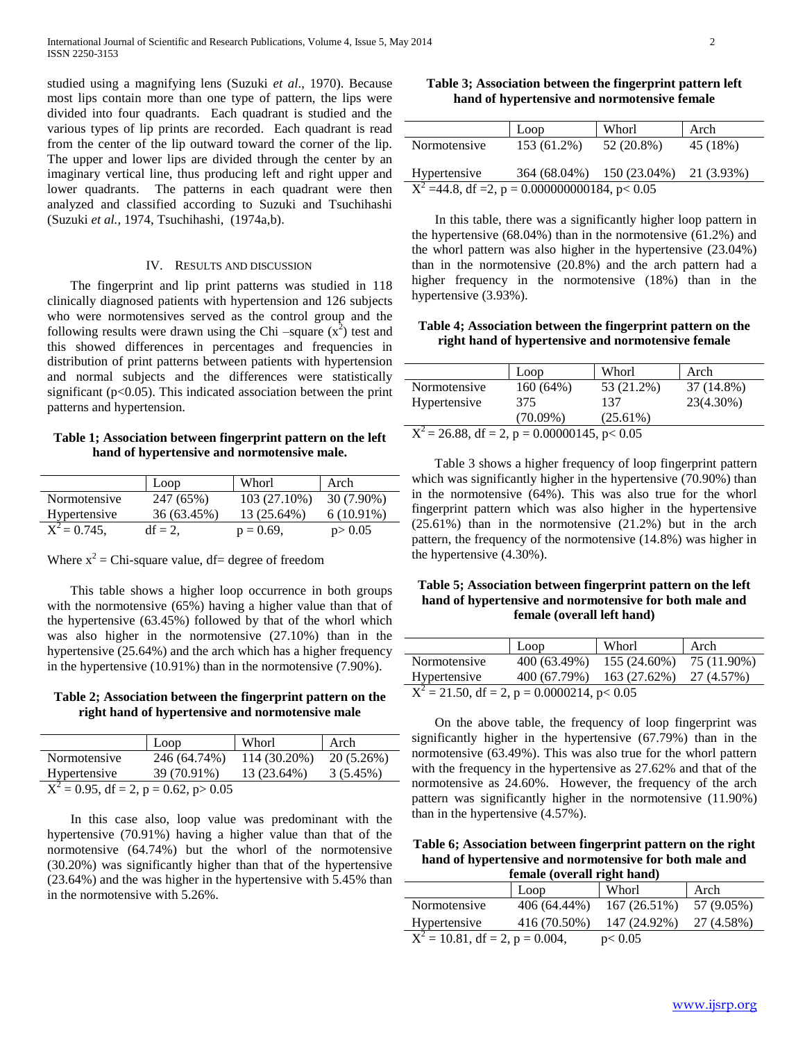studied using a magnifying lens (Suzuki *et al*., 1970). Because most lips contain more than one type of pattern, the lips were divided into four quadrants. Each quadrant is studied and the various types of lip prints are recorded. Each quadrant is read from the center of the lip outward toward the corner of the lip. The upper and lower lips are divided through the center by an imaginary vertical line, thus producing left and right upper and lower quadrants. The patterns in each quadrant were then analyzed and classified according to Suzuki and Tsuchihashi (Suzuki *et al.,* 1974, Tsuchihashi, (1974a,b).

## IV. Results and Discussion

The fingerprint and lip print patterns was studied in 118 clinically diagnosed patients with hypertension and 126 subjects who were normotensives served as the control group and the following results were drawn using the Chi –square ($x^2$) test and this showed differences in percentages and frequencies in distribution of print patterns between patients with hypertension and normal subjects and the differences were statistically significant ($p<0.05$). This indicated association between the print patterns and hypertension.

**Table 1; Association between fingerprint pattern on the left hand of hypertensive and normotensive male.**

| | Loop | Whorl | Arch |
|---|---|---|---|
| Normotensive | 247 (65%) | 103 (27.10%) | 30 (7.90%) |
| Hypertensive | 36 (63.45%) | 13 (25.64%) | 6 (10.91%) |
| $X^2 = 0.745$, | df = 2, | p = 0.69, | p> 0.05 |

Where $x^2$ = Chi-square value, df= degree of freedom

This table shows a higher loop occurrence in both groups with the normotensive (65%) having a higher value than that of the hypertensive (63.45%) followed by that of the whorl which was also higher in the normotensive (27.10%) than in the hypertensive (25.64%) and the arch which has a higher frequency in the hypertensive (10.91%) than in the normotensive (7.90%).

**Table 2; Association between the fingerprint pattern on the right hand of hypertensive and normotensive male**

| | Loop | Whorl | Arch |
|---|---|---|---|
| Normotensive | 246 (64.74%) | 114 (30.20%) | 20 (5.26%) |
| Hypertensive | 39 (70.91%) | 13 (23.64%) | 3 (5.45%) |

$X^2 = 0.95$, df = 2, p = 0.62, p> 0.05

In this case also, loop value was predominant with the hypertensive (70.91%) having a higher value than that of the normotensive (64.74%) but the whorl of the normotensive (30.20%) was significantly higher than that of the hypertensive (23.64%) and the was higher in the hypertensive with 5.45% than in the normotensive with 5.26%.

**Table 3; Association between the fingerprint pattern left hand of hypertensive and normotensive female**

| | Loop | Whorl | Arch |
|---|---|---|---|
| Normotensive | 153 (61.2%) | 52 (20.8%) | 45 (18%) |
| Hypertensive | 364 (68.04%) | 150 (23.04%) | 21 (3.93%) |

$X^2$ =44.8, df =2, p = 0.000000000184, p< 0.05

In this table, there was a significantly higher loop pattern in the hypertensive (68.04%) than in the normotensive (61.2%) and the whorl pattern was also higher in the hypertensive (23.04%) than in the normotensive (20.8%) and the arch pattern had a higher frequency in the normotensive (18%) than in the hypertensive (3.93%).

**Table 4; Association between the fingerprint pattern on the right hand of hypertensive and normotensive female**

| | Loop | Whorl | Arch |
|---|---|---|---|
| Normotensive | 160 (64%) | 53 (21.2%) | 37 (14.8%) |
| Hypertensive | 375 (70.09%) | 137 (25.61%) | 23(4.30%) |

$X^2 = 26.88$, df = 2, p = 0.00000145, p< 0.05

Table 3 shows a higher frequency of loop fingerprint pattern which was significantly higher in the hypertensive (70.90%) than in the normotensive (64%). This was also true for the whorl fingerprint pattern which was also higher in the hypertensive (25.61%) than in the normotensive (21.2%) but in the arch pattern, the frequency of the normotensive (14.8%) was higher in the hypertensive (4.30%).

**Table 5; Association between fingerprint pattern on the left hand of hypertensive and normotensive for both male and female (overall left hand)**

| | Loop | Whorl | Arch |
|---|---|---|---|
| Normotensive | 400 (63.49%) | 155 (24.60%) | 75 (11.90%) |
| Hypertensive | 400 (67.79%) | 163 (27.62%) | 27 (4.57%) |

$X^2 = 21.50$, df = 2, p = 0.0000214, p< 0.05

On the above table, the frequency of loop fingerprint was significantly higher in the hypertensive (67.79%) than in the normotensive (63.49%). This was also true for the whorl pattern with the frequency in the hypertensive as 27.62% and that of the normotensive as 24.60%. However, the frequency of the arch pattern was significantly higher in the normotensive (11.90%) than in the hypertensive (4.57%).

**Table 6; Association between fingerprint pattern on the right hand of hypertensive and normotensive for both male and female (overall right hand)**

| | Loop | Whorl | Arch |
|---|---|---|---|
| Normotensive | 406 (64.44%) | 167 (26.51%) | 57 (9.05%) |
| Hypertensive | 416 (70.50%) | 147 (24.92%) | 27 (4.58%) |

$X^2 = 10.81$, df = 2, p = 0.004, p< 0.05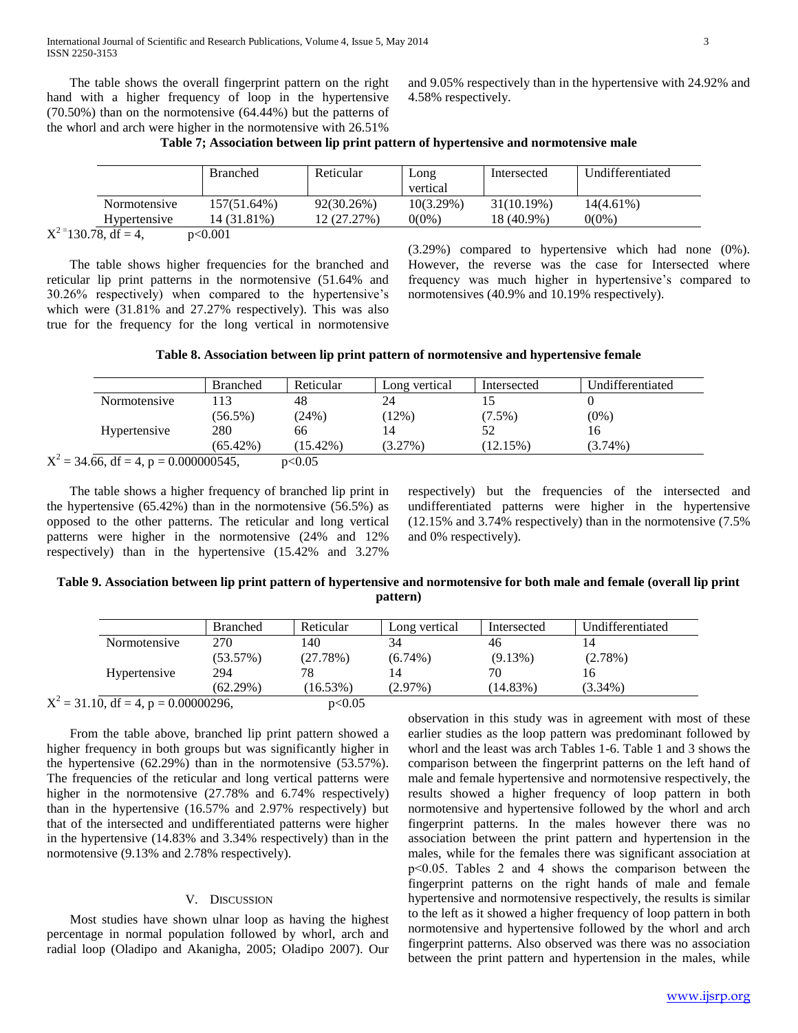The table shows the overall fingerprint pattern on the right hand with a higher frequency of loop in the hypertensive (70.50%) than on the normotensive (64.44%) but the patterns of the whorl and arch were higher in the normotensive with 26.51% and 9.05% respectively than in the hypertensive with 24.92% and 4.58% respectively.

**Table 7; Association between lip print pattern of hypertensive and normotensive male**

| | Branched | Reticular | Long vertical | Intersected | Undifferentiated |
|---|---|---|---|---|---|
| Normotensive | 157(51.64%) | 92(30.26%) | 10(3.29%) | 31(10.19%) | 14(4.61%) |
| Hypertensive | 14 (31.81%) | 12 (27.27%) | 0(0%) | 18 (40.9%) | 0(0%) |

$X^2 = 130.78$, df = 4, $p<0.001$

The table shows higher frequencies for the branched and reticular lip print patterns in the normotensive (51.64% and 30.26% respectively) when compared to the hypertensive's which were (31.81% and 27.27% respectively). This was also true for the frequency for the long vertical in normotensive (3.29%) compared to hypertensive which had none (0%). However, the reverse was the case for Intersected where frequency was much higher in hypertensive's compared to normotensives (40.9% and 10.19% respectively).

**Table 8. Association between lip print pattern of normotensive and hypertensive female**

| | Branched | Reticular | Long vertical | Intersected | Undifferentiated |
|---|---|---|---|---|---|
| Normotensive | 113 (56.5%) | 48 (24%) | 24 (12%) | 15 (7.5%) | 0 (0%) |
| Hypertensive | 280 (65.42%) | 66 (15.42%) | 14 (3.27%) | 52 (12.15%) | 16 (3.74%) |

$X^2 = 34.66$, df = 4, p = 0.000000545, $p<0.05$

The table shows a higher frequency of branched lip print in the hypertensive (65.42%) than in the normotensive (56.5%) as opposed to the other patterns. The reticular and long vertical patterns were higher in the normotensive (24% and 12% respectively) than in the hypertensive (15.42% and 3.27% respectively) but the frequencies of the intersected and undifferentiated patterns were higher in the hypertensive (12.15% and 3.74% respectively) than in the normotensive (7.5% and 0% respectively).

**Table 9. Association between lip print pattern of hypertensive and normotensive for both male and female (overall lip print pattern)**

| | Branched | Reticular | Long vertical | Intersected | Undifferentiated |
|---|---|---|---|---|---|
| Normotensive | 270 (53.57%) | 140 (27.78%) | 34 (6.74%) | 46 (9.13%) | 14 (2.78%) |
| Hypertensive | 294 (62.29%) | 78 (16.53%) | 14 (2.97%) | 70 (14.83%) | 16 (3.34%) |

$X^2 = 31.10$, df = 4, p = 0.00000296, $p<0.05$

From the table above, branched lip print pattern showed a higher frequency in both groups but was significantly higher in the hypertensive (62.29%) than in the normotensive (53.57%). The frequencies of the reticular and long vertical patterns were higher in the normotensive (27.78% and 6.74% respectively) than in the hypertensive (16.57% and 2.97% respectively) but that of the intersected and undifferentiated patterns were higher in the hypertensive (14.83% and 3.34% respectively) than in the normotensive (9.13% and 2.78% respectively).

## V. Discussion

Most studies have shown ulnar loop as having the highest percentage in normal population followed by whorl, arch and radial loop (Oladipo and Akanigha, 2005; Oladipo 2007). Our observation in this study was in agreement with most of these earlier studies as the loop pattern was predominant followed by whorl and the least was arch Tables 1-6. Table 1 and 3 shows the comparison between the fingerprint patterns on the left hand of male and female hypertensive and normotensive respectively, the results showed a higher frequency of loop pattern in both normotensive and hypertensive followed by the whorl and arch fingerprint patterns. In the males however there was no association between the print pattern and hypertension in the males, while for the females there was significant association at $p<0.05$. Tables 2 and 4 shows the comparison between the fingerprint patterns on the right hands of male and female hypertensive and normotensive respectively, the results is similar to the left as it showed a higher frequency of loop pattern in both normotensive and hypertensive followed by the whorl and arch fingerprint patterns. Also observed was there was no association between the print pattern and hypertension in the males, while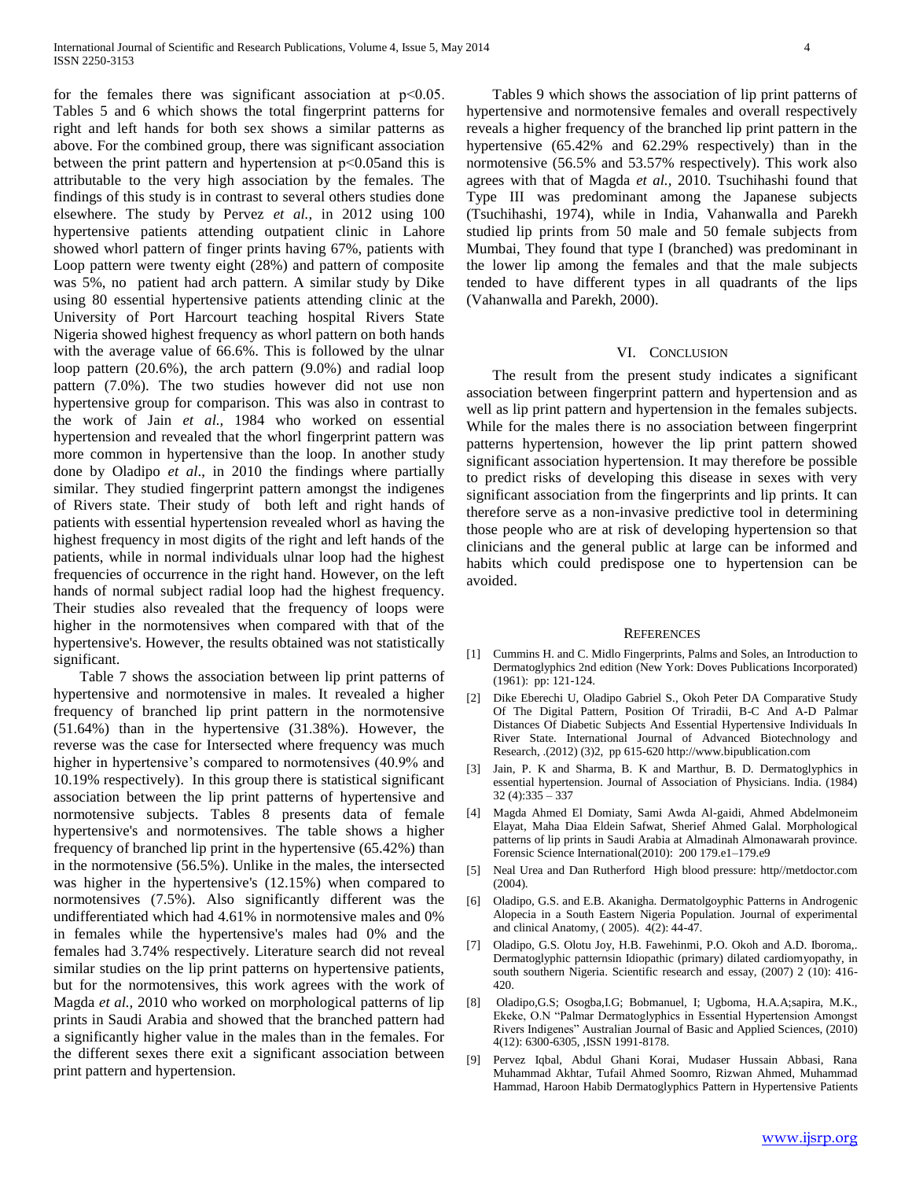for the females there was significant association at $p<0.05$. Tables 5 and 6 which shows the total fingerprint patterns for right and left hands for both sex shows a similar patterns as above. For the combined group, there was significant association between the print pattern and hypertension at $p<0.05$and this is attributable to the very high association by the females. The findings of this study is in contrast to several others studies done elsewhere. The study by Pervez *et al.,* in 2012 using 100 hypertensive patients attending outpatient clinic in Lahore showed whorl pattern of finger prints having 67%, patients with Loop pattern were twenty eight (28%) and pattern of composite was 5%, no patient had arch pattern. A similar study by Dike using 80 essential hypertensive patients attending clinic at the University of Port Harcourt teaching hospital Rivers State Nigeria showed highest frequency as whorl pattern on both hands with the average value of 66.6%. This is followed by the ulnar loop pattern (20.6%), the arch pattern (9.0%) and radial loop pattern (7.0%). The two studies however did not use non hypertensive group for comparison. This was also in contrast to the work of Jain *et al.,* 1984 who worked on essential hypertension and revealed that the whorl fingerprint pattern was more common in hypertensive than the loop. In another study done by Oladipo *et al*., in 2010 the findings where partially similar. They studied fingerprint pattern amongst the indigenes of Rivers state. Their study of both left and right hands of patients with essential hypertension revealed whorl as having the highest frequency in most digits of the right and left hands of the patients, while in normal individuals ulnar loop had the highest frequencies of occurrence in the right hand. However, on the left hands of normal subject radial loop had the highest frequency. Their studies also revealed that the frequency of loops were higher in the normotensives when compared with that of the hypertensive's. However, the results obtained was not statistically significant.

Table 7 shows the association between lip print patterns of hypertensive and normotensive in males. It revealed a higher frequency of branched lip print pattern in the normotensive (51.64%) than in the hypertensive (31.38%). However, the reverse was the case for Intersected where frequency was much higher in hypertensive's compared to normotensives (40.9% and 10.19% respectively). In this group there is statistical significant association between the lip print patterns of hypertensive and normotensive subjects. Tables 8 presents data of female hypertensive's and normotensives. The table shows a higher frequency of branched lip print in the hypertensive (65.42%) than in the normotensive (56.5%). Unlike in the males, the intersected was higher in the hypertensive's (12.15%) when compared to normotensives (7.5%). Also significantly different was the undifferentiated which had 4.61% in normotensive males and 0% in females while the hypertensive's males had 0% and the females had 3.74% respectively. Literature search did not reveal similar studies on the lip print patterns on hypertensive patients, but for the normotensives, this work agrees with the work of Magda *et al.,* 2010 who worked on morphological patterns of lip prints in Saudi Arabia and showed that the branched pattern had a significantly higher value in the males than in the females. For the different sexes there exit a significant association between print pattern and hypertension.

Tables 9 which shows the association of lip print patterns of hypertensive and normotensive females and overall respectively reveals a higher frequency of the branched lip print pattern in the hypertensive (65.42% and 62.29% respectively) than in the normotensive (56.5% and 53.57% respectively). This work also agrees with that of Magda *et al.,* 2010. Tsuchihashi found that Type III was predominant among the Japanese subjects (Tsuchihashi, 1974), while in India, Vahanwalla and Parekh studied lip prints from 50 male and 50 female subjects from Mumbai, They found that type I (branched) was predominant in the lower lip among the females and that the male subjects tended to have different types in all quadrants of the lips (Vahanwalla and Parekh, 2000).

## VI. Conclusion

The result from the present study indicates a significant association between fingerprint pattern and hypertension and as well as lip print pattern and hypertension in the females subjects. While for the males there is no association between fingerprint patterns hypertension, however the lip print pattern showed significant association hypertension. It may therefore be possible to predict risks of developing this disease in sexes with very significant association from the fingerprints and lip prints. It can therefore serve as a non-invasive predictive tool in determining those people who are at risk of developing hypertension so that clinicians and the general public at large can be informed and habits which could predispose one to hypertension can be avoided.

## References

[1] Cummins H. and C. Midlo Fingerprints, Palms and Soles, an Introduction to Dermatoglyphics 2nd edition (New York: Doves Publications Incorporated) (1961): pp: 121-124.

[2] Dike Eberechi U, Oladipo Gabriel S., Okoh Peter DA Comparative Study Of The Digital Pattern, Position Of Triradii, B-C And A-D Palmar Distances Of Diabetic Subjects And Essential Hypertensive Individuals In River State. International Journal of Advanced Biotechnology and Research, .(2012) (3)2, pp 615-620 http://www.bipublication.com

[3] Jain, P. K and Sharma, B. K and Marthur, B. D. Dermatoglyphics in essential hypertension. Journal of Association of Physicians. India. (1984) 32 (4):335 – 337

[4] Magda Ahmed El Domiaty, Sami Awda Al-gaidi, Ahmed Abdelmoneim Elayat, Maha Diaa Eldein Safwat, Sherief Ahmed Galal. Morphological patterns of lip prints in Saudi Arabia at Almadinah Almonawarah province. Forensic Science International(2010): 200 179.e1–179.e9

[5] Neal Urea and Dan Rutherford High blood pressure: http//metdoctor.com (2004).

[6] Oladipo, G.S. and E.B. Akanigha. Dermatolgoyphic Patterns in Androgenic Alopecia in a South Eastern Nigeria Population. Journal of experimental and clinical Anatomy, ( 2005). 4(2): 44-47.

[7] Oladipo, G.S. Olotu Joy, H.B. Fawehinmi, P.O. Okoh and A.D. Iboroma,. Dermatoglyphic patternsin Idiopathic (primary) dilated cardiomyopathy, in south southern Nigeria. Scientific research and essay, (2007) 2 (10): 416-420.

[8] Oladipo,G.S; Osogba,I.G; Bobmanuel, I; Ugboma, H.A.A;sapira, M.K., Ekeke, O.N "Palmar Dermatoglyphics in Essential Hypertension Amongst Rivers Indigenes" Australian Journal of Basic and Applied Sciences, (2010) 4(12): 6300-6305, ,ISSN 1991-8178.

[9] Pervez Iqbal, Abdul Ghani Korai, Mudaser Hussain Abbasi, Rana Muhammad Akhtar, Tufail Ahmed Soomro, Rizwan Ahmed, Muhammad Hammad, Haroon Habib Dermatoglyphics Pattern in Hypertensive Patients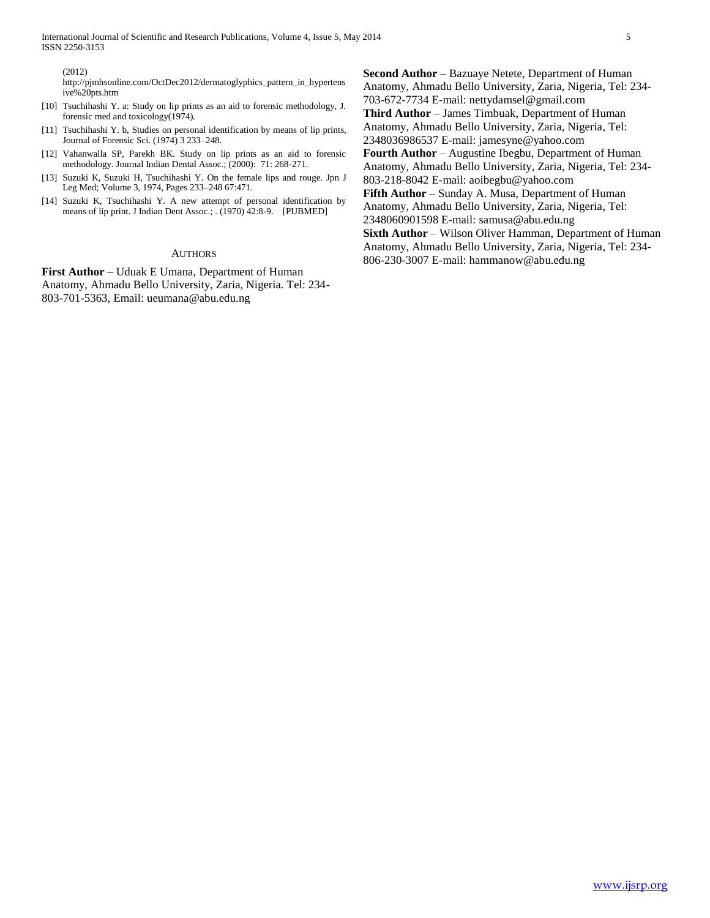(2012) http://pjmhsonline.com/OctDec2012/dermatoglyphics_pattern_in_hypertensive%20pts.htm

[10] Tsuchihashi Y. a: Study on lip prints as an aid to forensic methodology, J. forensic med and toxicology(1974).

[11] Tsuchihashi Y. b, Studies on personal identification by means of lip prints, Journal of Forensic Sci. (1974) 3 233–248.

[12] Vahanwalla SP, Parekh BK. Study on lip prints as an aid to forensic methodology. Journal Indian Dental Assoc.; (2000): 71: 268-271.

[13] Suzuki K, Suzuki H, Tsuchihashi Y. On the female lips and rouge. Jpn J Leg Med; Volume 3, 1974, Pages 233–248 67:471.

[14] Suzuki K, Tsuchihashi Y. A new attempt of personal identification by means of lip print. J Indian Dent Assoc.; . (1970) 42:8-9. [PUBMED]

## AUTHORS

**First Author** – Uduak E Umana, Department of Human Anatomy, Ahmadu Bello University, Zaria, Nigeria. Tel: 234-803-701-5363, Email: ueumana@abu.edu.ng

**Second Author** – Bazuaye Netete, Department of Human Anatomy, Ahmadu Bello University, Zaria, Nigeria, Tel: 234-703-672-7734 E-mail: nettydamsel@gmail.com

**Third Author** – James Timbuak, Department of Human Anatomy, Ahmadu Bello University, Zaria, Nigeria, Tel: 2348036986537 E-mail: jamesyne@yahoo.com

**Fourth Author** – Augustine Ibegbu, Department of Human Anatomy, Ahmadu Bello University, Zaria, Nigeria, Tel: 234-803-218-8042 E-mail: aoibegbu@yahoo.com

**Fifth Author** – Sunday A. Musa, Department of Human Anatomy, Ahmadu Bello University, Zaria, Nigeria, Tel: 2348060901598 E-mail: samusa@abu.edu.ng

**Sixth Author** – Wilson Oliver Hamman, Department of Human Anatomy, Ahmadu Bello University, Zaria, Nigeria, Tel: 234-806-230-3007 E-mail: hammanow@abu.edu.ng